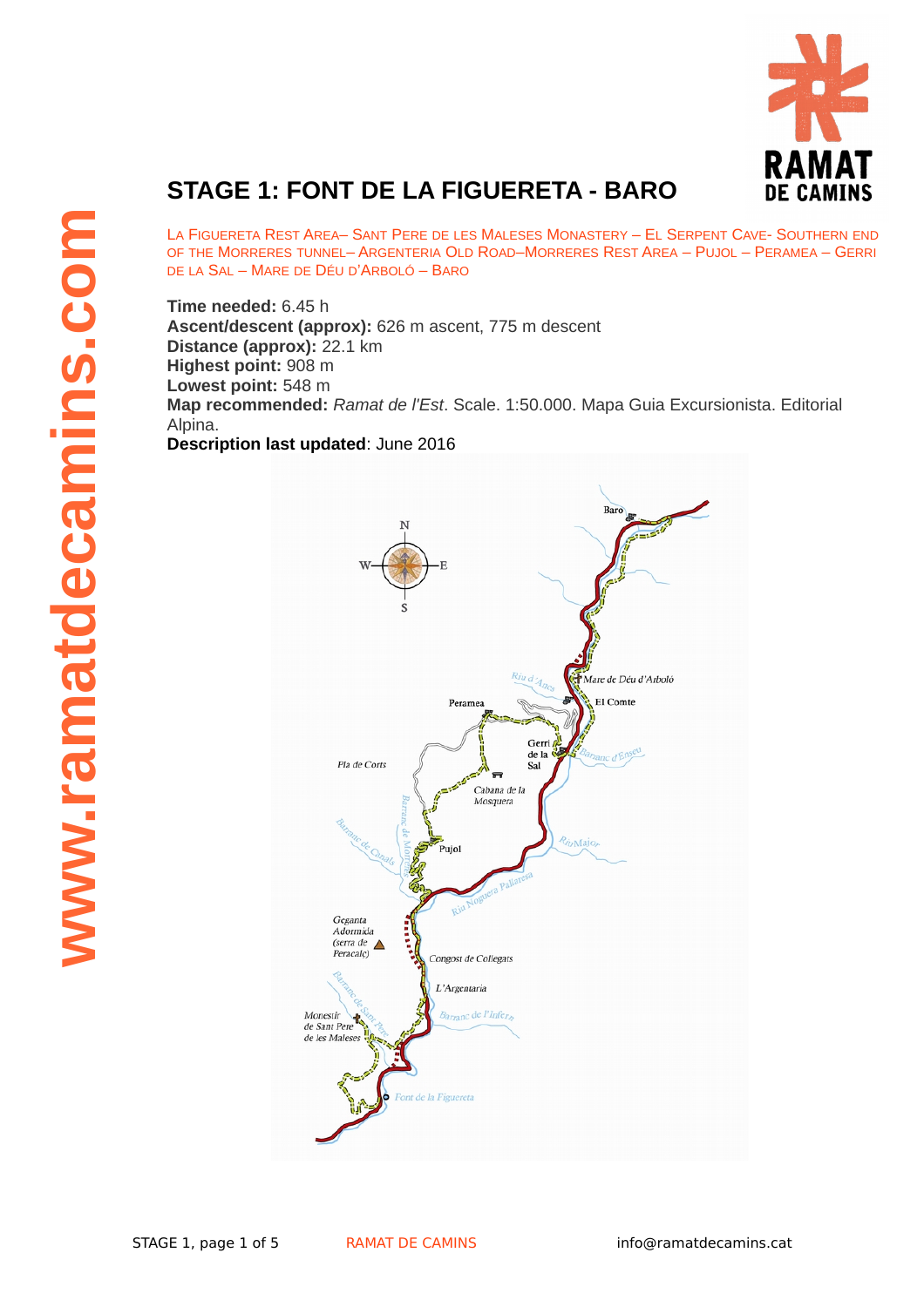# STAGE 1: FONT DE LA FIGUERETA - BARO

LA FIGUERETA REST AREA– SANT PERE DE LES MALESES MONASTERY – EL SERPENT CAVE- SOUTHERN END OF THE MORRERES TUNNEL– ARGENTERIA OLD ROAD–MORRERES REST AREA – PUJOL – PERAMEA – GERRI DE LA SAL – MARE DE DÉU D'ARBOLÓ – BARO

**Time needed:** 6.45 h
**Ascent/descent (approx):** 626 m ascent, 775 m descent
**Distance (approx):** 22.1 km
**Highest point:** 908 m
**Lowest point:** 548 m
**Map recommended:** *Ramat de l'Est*. Scale. 1:50.000. Mapa Guia Excursionista. Editorial Alpina.
**Description last updated**: June 2016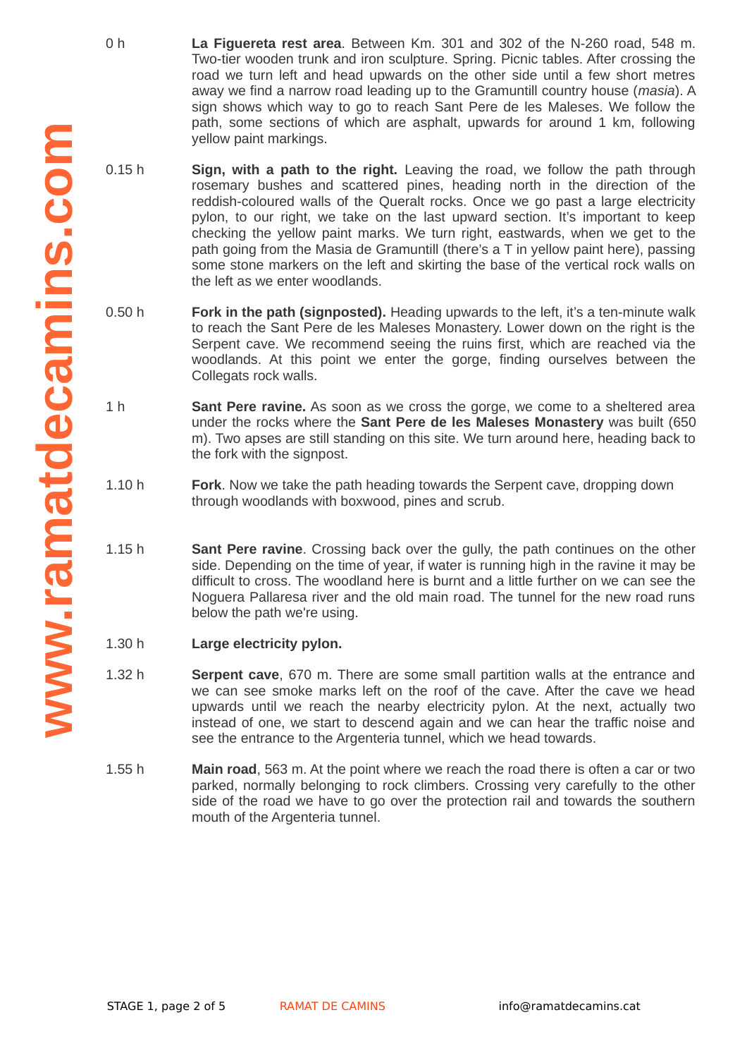0 h **La Figuereta rest area**. Between Km. 301 and 302 of the N-260 road, 548 m. Two-tier wooden trunk and iron sculpture. Spring. Picnic tables. After crossing the road we turn left and head upwards on the other side until a few short metres away we find a narrow road leading up to the Gramuntill country house (*masia*). A sign shows which way to go to reach Sant Pere de les Maleses. We follow the path, some sections of which are asphalt, upwards for around 1 km, following yellow paint markings.

0.15 h **Sign, with a path to the right.** Leaving the road, we follow the path through rosemary bushes and scattered pines, heading north in the direction of the reddish-coloured walls of the Queralt rocks. Once we go past a large electricity pylon, to our right, we take on the last upward section. It's important to keep checking the yellow paint marks. We turn right, eastwards, when we get to the path going from the Masia de Gramuntill (there's a T in yellow paint here), passing some stone markers on the left and skirting the base of the vertical rock walls on the left as we enter woodlands.

0.50 h **Fork in the path (signposted).** Heading upwards to the left, it's a ten-minute walk to reach the Sant Pere de les Maleses Monastery. Lower down on the right is the Serpent cave. We recommend seeing the ruins first, which are reached via the woodlands. At this point we enter the gorge, finding ourselves between the Collegats rock walls.

1 h **Sant Pere ravine.** As soon as we cross the gorge, we come to a sheltered area under the rocks where the **Sant Pere de les Maleses Monastery** was built (650 m). Two apses are still standing on this site. We turn around here, heading back to the fork with the signpost.

1.10 h **Fork**. Now we take the path heading towards the Serpent cave, dropping down through woodlands with boxwood, pines and scrub.

1.15 h **Sant Pere ravine**. Crossing back over the gully, the path continues on the other side. Depending on the time of year, if water is running high in the ravine it may be difficult to cross. The woodland here is burnt and a little further on we can see the Noguera Pallaresa river and the old main road. The tunnel for the new road runs below the path we're using.

1.30 h **Large electricity pylon.**

1.32 h **Serpent cave**, 670 m. There are some small partition walls at the entrance and we can see smoke marks left on the roof of the cave. After the cave we head upwards until we reach the nearby electricity pylon. At the next, actually two instead of one, we start to descend again and we can hear the traffic noise and see the entrance to the Argenteria tunnel, which we head towards.

1.55 h **Main road**, 563 m. At the point where we reach the road there is often a car or two parked, normally belonging to rock climbers. Crossing very carefully to the other side of the road we have to go over the protection rail and towards the southern mouth of the Argenteria tunnel.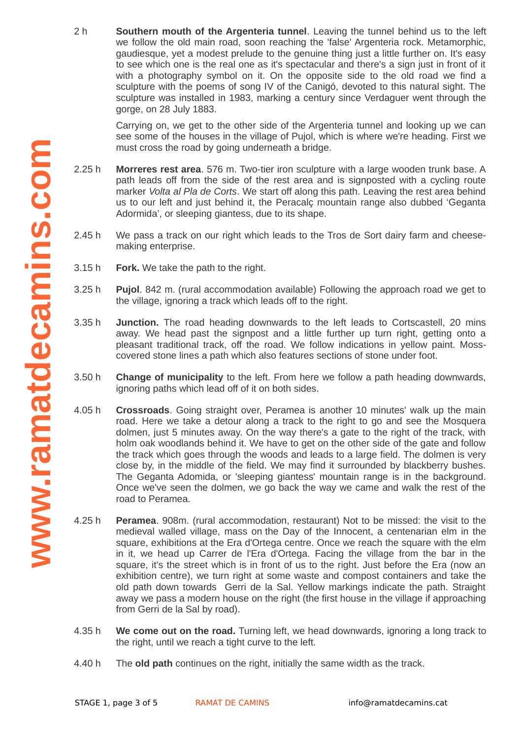2 h **Southern mouth of the Argenteria tunnel**. Leaving the tunnel behind us to the left we follow the old main road, soon reaching the 'false' Argenteria rock. Metamorphic, gaudiesque, yet a modest prelude to the genuine thing just a little further on. It's easy to see which one is the real one as it's spectacular and there's a sign just in front of it with a photography symbol on it. On the opposite side to the old road we find a sculpture with the poems of song IV of the Canigó, devoted to this natural sight. The sculpture was installed in 1983, marking a century since Verdaguer went through the gorge, on 28 July 1883.

Carrying on, we get to the other side of the Argenteria tunnel and looking up we can see some of the houses in the village of Pujol, which is where we're heading. First we must cross the road by going underneath a bridge.

2.25 h **Morreres rest area**. 576 m. Two-tier iron sculpture with a large wooden trunk base. A path leads off from the side of the rest area and is signposted with a cycling route marker *Volta al Pla de Corts*. We start off along this path. Leaving the rest area behind us to our left and just behind it, the Peracalç mountain range also dubbed 'Geganta Adormida', or sleeping giantess, due to its shape.

2.45 h We pass a track on our right which leads to the Tros de Sort dairy farm and cheese-making enterprise.

3.15 h **Fork.** We take the path to the right.

3.25 h **Pujol**. 842 m. (rural accommodation available) Following the approach road we get to the village, ignoring a track which leads off to the right.

3.35 h **Junction.** The road heading downwards to the left leads to Cortscastell, 20 mins away. We head past the signpost and a little further up turn right, getting onto a pleasant traditional track, off the road. We follow indications in yellow paint. Moss-covered stone lines a path which also features sections of stone under foot.

3.50 h **Change of municipality** to the left. From here we follow a path heading downwards, ignoring paths which lead off of it on both sides.

4.05 h **Crossroads**. Going straight over, Peramea is another 10 minutes' walk up the main road. Here we take a detour along a track to the right to go and see the Mosquera dolmen, just 5 minutes away. On the way there's a gate to the right of the track, with holm oak woodlands behind it. We have to get on the other side of the gate and follow the track which goes through the woods and leads to a large field. The dolmen is very close by, in the middle of the field. We may find it surrounded by blackberry bushes. The Geganta Adomida, or 'sleeping giantess' mountain range is in the background. Once we've seen the dolmen, we go back the way we came and walk the rest of the road to Peramea.

4.25 h **Peramea**. 908m. (rural accommodation, restaurant) Not to be missed: the visit to the medieval walled village, mass on the Day of the Innocent, a centenarian elm in the square, exhibitions at the Era d'Ortega centre. Once we reach the square with the elm in it, we head up Carrer de l'Era d'Ortega. Facing the village from the bar in the square, it's the street which is in front of us to the right. Just before the Era (now an exhibition centre), we turn right at some waste and compost containers and take the old path down towards Gerri de la Sal. Yellow markings indicate the path. Straight away we pass a modern house on the right (the first house in the village if approaching from Gerri de la Sal by road).

4.35 h **We come out on the road.** Turning left, we head downwards, ignoring a long track to the right, until we reach a tight curve to the left.

4.40 h The **old path** continues on the right, initially the same width as the track.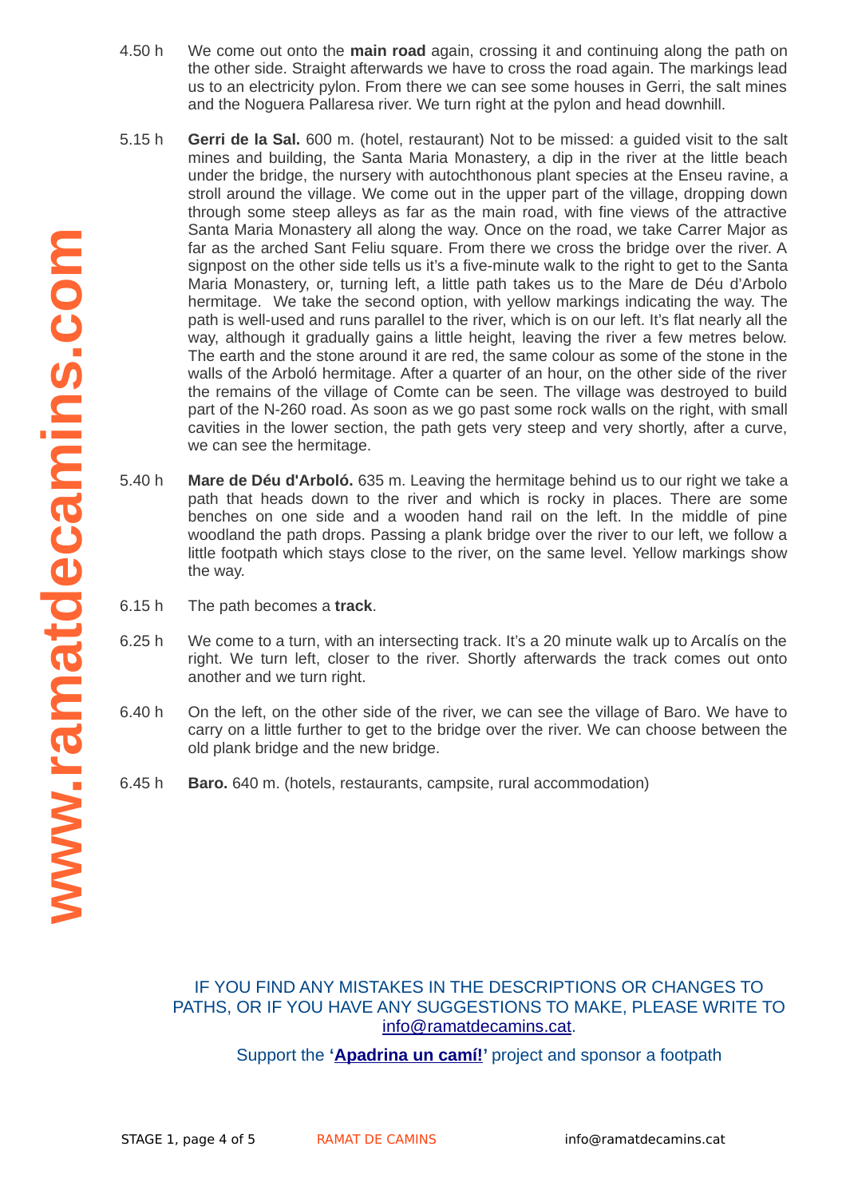4.50 h We come out onto the **main road** again, crossing it and continuing along the path on the other side. Straight afterwards we have to cross the road again. The markings lead us to an electricity pylon. From there we can see some houses in Gerri, the salt mines and the Noguera Pallaresa river. We turn right at the pylon and head downhill.

5.15 h **Gerri de la Sal.** 600 m. (hotel, restaurant) Not to be missed: a guided visit to the salt mines and building, the Santa Maria Monastery, a dip in the river at the little beach under the bridge, the nursery with autochthonous plant species at the Enseu ravine, a stroll around the village. We come out in the upper part of the village, dropping down through some steep alleys as far as the main road, with fine views of the attractive Santa Maria Monastery all along the way. Once on the road, we take Carrer Major as far as the arched Sant Feliu square. From there we cross the bridge over the river. A signpost on the other side tells us it's a five-minute walk to the right to get to the Santa Maria Monastery, or, turning left, a little path takes us to the Mare de Déu d'Arbolo hermitage. We take the second option, with yellow markings indicating the way. The path is well-used and runs parallel to the river, which is on our left. It's flat nearly all the way, although it gradually gains a little height, leaving the river a few metres below. The earth and the stone around it are red, the same colour as some of the stone in the walls of the Arboló hermitage. After a quarter of an hour, on the other side of the river the remains of the village of Comte can be seen. The village was destroyed to build part of the N-260 road. As soon as we go past some rock walls on the right, with small cavities in the lower section, the path gets very steep and very shortly, after a curve, we can see the hermitage.

5.40 h **Mare de Déu d'Arboló.** 635 m. Leaving the hermitage behind us to our right we take a path that heads down to the river and which is rocky in places. There are some benches on one side and a wooden hand rail on the left. In the middle of pine woodland the path drops. Passing a plank bridge over the river to our left, we follow a little footpath which stays close to the river, on the same level. Yellow markings show the way.

6.15 h The path becomes a **track**.

6.25 h We come to a turn, with an intersecting track. It's a 20 minute walk up to Arcalís on the right. We turn left, closer to the river. Shortly afterwards the track comes out onto another and we turn right.

6.40 h On the left, on the other side of the river, we can see the village of Baro. We have to carry on a little further to get to the bridge over the river. We can choose between the old plank bridge and the new bridge.

6.45 h **Baro.** 640 m. (hotels, restaurants, campsite, rural accommodation)

IF YOU FIND ANY MISTAKES IN THE DESCRIPTIONS OR CHANGES TO PATHS, OR IF YOU HAVE ANY SUGGESTIONS TO MAKE, PLEASE WRITE TO info@ramatdecamins.cat.

Support the **'Apadrina un camí!'** project and sponsor a footpath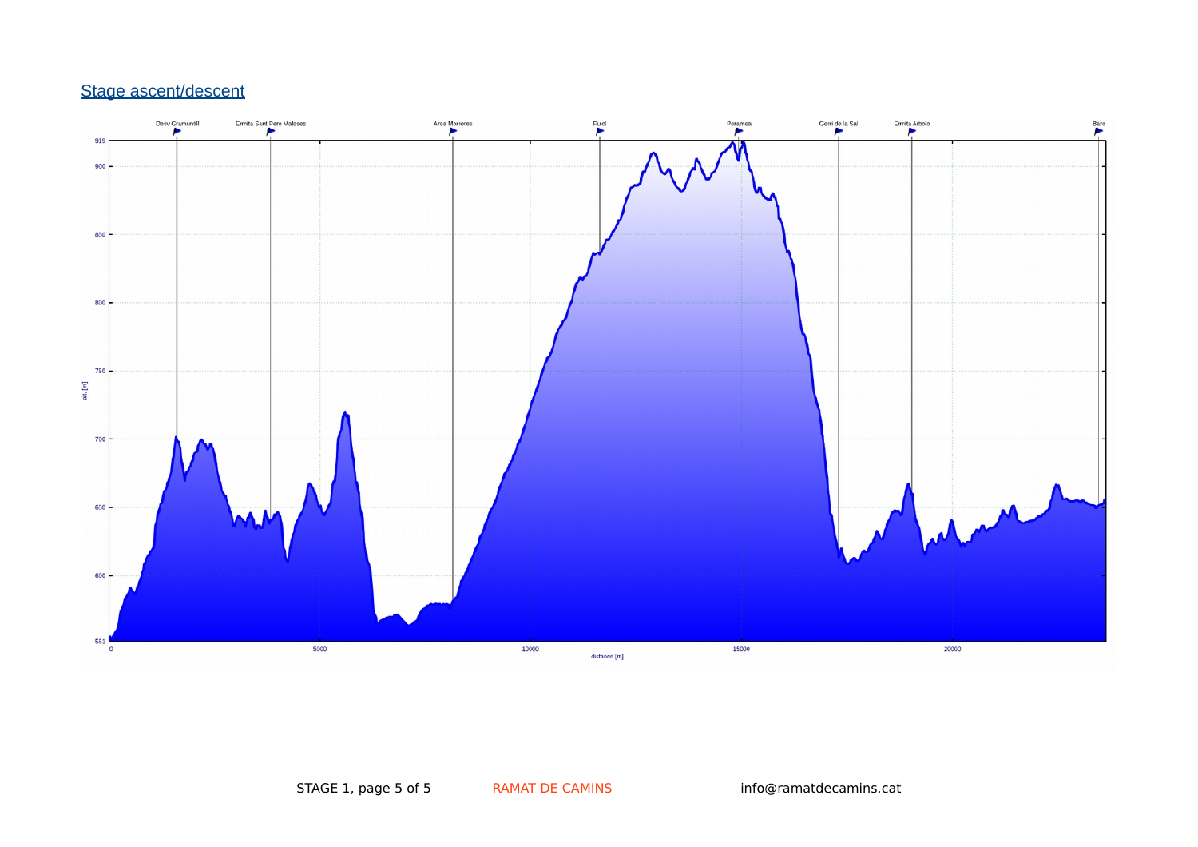## Stage ascent/descent

Desv Gramunill
Ermita Sant Pere Maloses
Area Morreres
Pujol
Peramea
Gerri de la Sal
Ermita Arbolo
Bare

919
900
850
800
750
700
650
600
551

alt. [m]

0
5000
10000
15000
20000

distance [m]